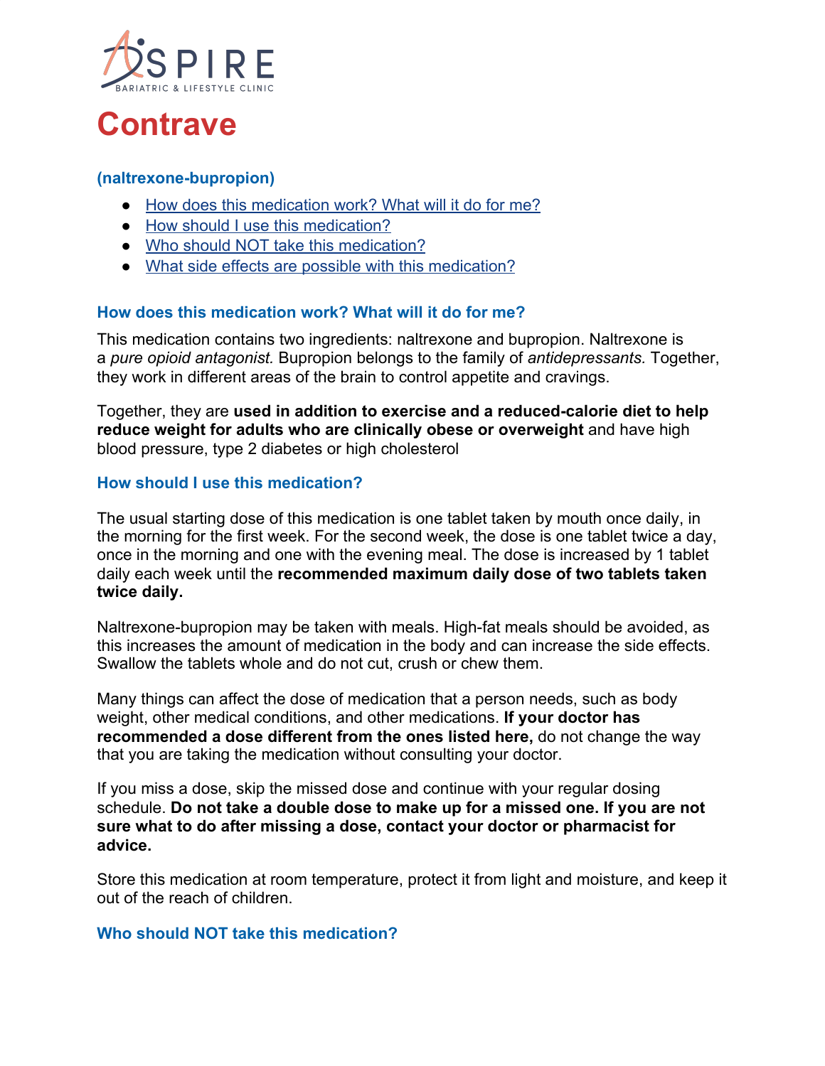ASPIRE
BARIATRIC & LIFESTYLE CLINIC

# Contrave

### (naltrexone-bupropion)

- How does this medication work? What will it do for me?
- How should I use this medication?
- Who should NOT take this medication?
- What side effects are possible with this medication?

### How does this medication work? What will it do for me?

This medication contains two ingredients: naltrexone and bupropion. Naltrexone is a *pure opioid antagonist.* Bupropion belongs to the family of *antidepressants.* Together, they work in different areas of the brain to control appetite and cravings.

Together, they are **used in addition to exercise and a reduced-calorie diet to help reduce weight for adults who are clinically obese or overweight** and have high blood pressure, type 2 diabetes or high cholesterol

### How should I use this medication?

The usual starting dose of this medication is one tablet taken by mouth once daily, in the morning for the first week. For the second week, the dose is one tablet twice a day, once in the morning and one with the evening meal. The dose is increased by 1 tablet daily each week until the **recommended maximum daily dose of two tablets taken twice daily.**

Naltrexone-bupropion may be taken with meals. High-fat meals should be avoided, as this increases the amount of medication in the body and can increase the side effects. Swallow the tablets whole and do not cut, crush or chew them.

Many things can affect the dose of medication that a person needs, such as body weight, other medical conditions, and other medications. **If your doctor has recommended a dose different from the ones listed here,** do not change the way that you are taking the medication without consulting your doctor.

If you miss a dose, skip the missed dose and continue with your regular dosing schedule. **Do not take a double dose to make up for a missed one. If you are not sure what to do after missing a dose, contact your doctor or pharmacist for advice.**

Store this medication at room temperature, protect it from light and moisture, and keep it out of the reach of children.

### Who should NOT take this medication?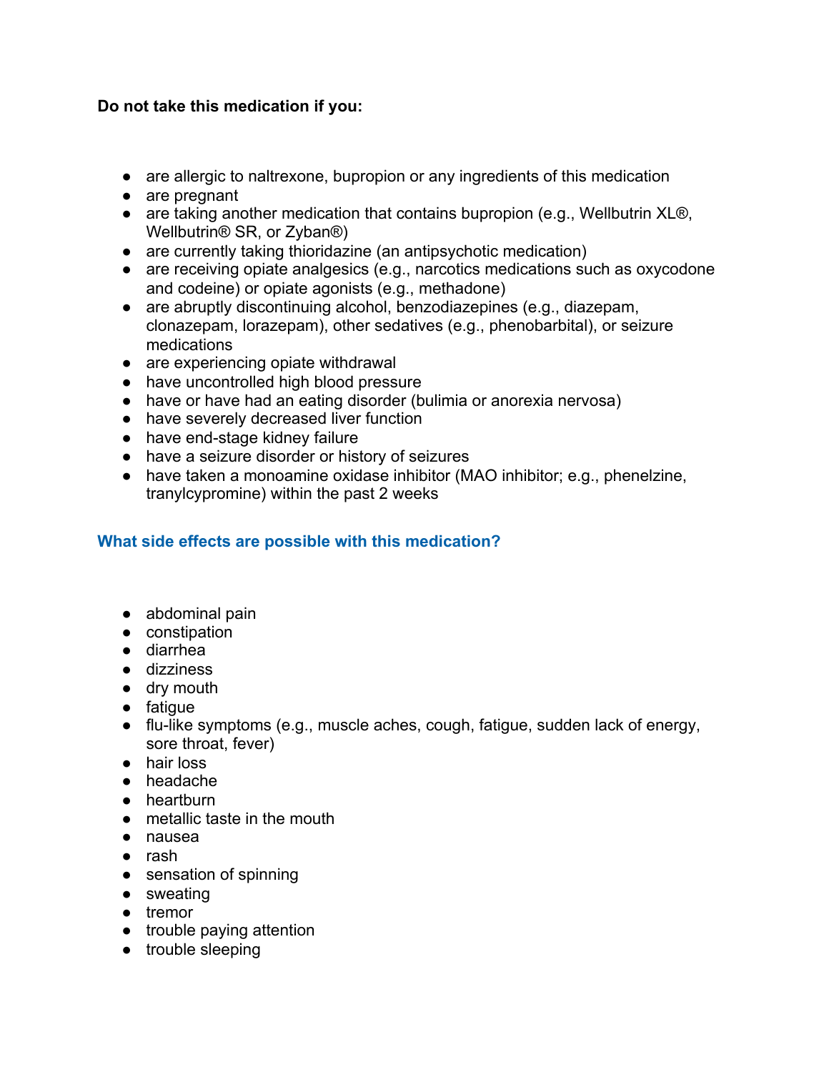**Do not take this medication if you:**

- are allergic to naltrexone, bupropion or any ingredients of this medication
- are pregnant
- are taking another medication that contains bupropion (e.g., Wellbutrin XL®, Wellbutrin® SR, or Zyban®)
- are currently taking thioridazine (an antipsychotic medication)
- are receiving opiate analgesics (e.g., narcotics medications such as oxycodone and codeine) or opiate agonists (e.g., methadone)
- are abruptly discontinuing alcohol, benzodiazepines (e.g., diazepam, clonazepam, lorazepam), other sedatives (e.g., phenobarbital), or seizure medications
- are experiencing opiate withdrawal
- have uncontrolled high blood pressure
- have or have had an eating disorder (bulimia or anorexia nervosa)
- have severely decreased liver function
- have end-stage kidney failure
- have a seizure disorder or history of seizures
- have taken a monoamine oxidase inhibitor (MAO inhibitor; e.g., phenelzine, tranylcypromine) within the past 2 weeks

## What side effects are possible with this medication?

- abdominal pain
- constipation
- diarrhea
- dizziness
- dry mouth
- fatigue
- flu-like symptoms (e.g., muscle aches, cough, fatigue, sudden lack of energy, sore throat, fever)
- hair loss
- headache
- heartburn
- metallic taste in the mouth
- nausea
- rash
- sensation of spinning
- sweating
- tremor
- trouble paying attention
- trouble sleeping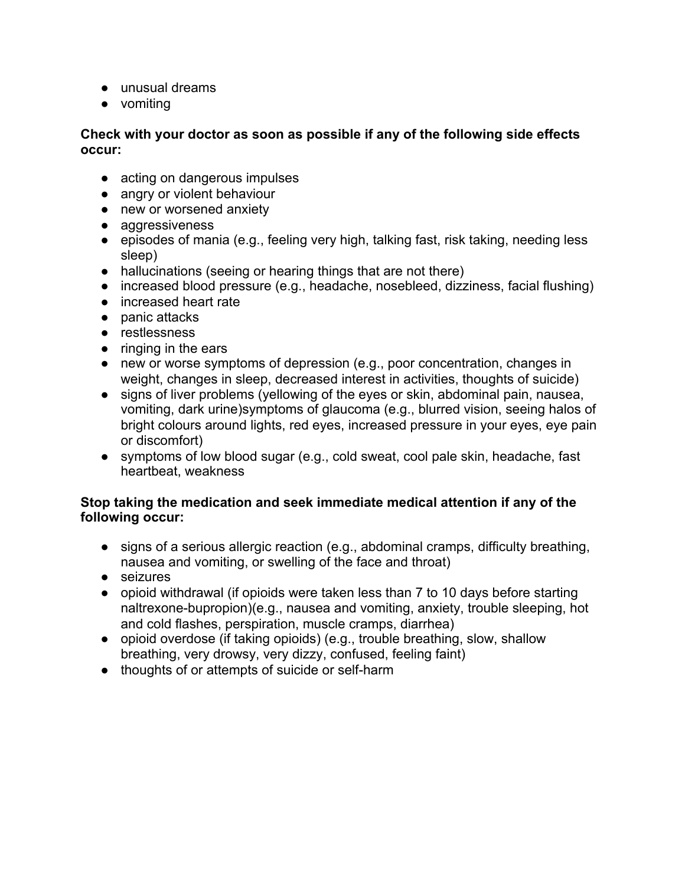- unusual dreams
- vomiting

**Check with your doctor as soon as possible if any of the following side effects occur:**

- acting on dangerous impulses
- angry or violent behaviour
- new or worsened anxiety
- aggressiveness
- episodes of mania (e.g., feeling very high, talking fast, risk taking, needing less sleep)
- hallucinations (seeing or hearing things that are not there)
- increased blood pressure (e.g., headache, nosebleed, dizziness, facial flushing)
- increased heart rate
- panic attacks
- restlessness
- ringing in the ears
- new or worse symptoms of depression (e.g., poor concentration, changes in weight, changes in sleep, decreased interest in activities, thoughts of suicide)
- signs of liver problems (yellowing of the eyes or skin, abdominal pain, nausea, vomiting, dark urine)symptoms of glaucoma (e.g., blurred vision, seeing halos of bright colours around lights, red eyes, increased pressure in your eyes, eye pain or discomfort)
- symptoms of low blood sugar (e.g., cold sweat, cool pale skin, headache, fast heartbeat, weakness

**Stop taking the medication and seek immediate medical attention if any of the following occur:**

- signs of a serious allergic reaction (e.g., abdominal cramps, difficulty breathing, nausea and vomiting, or swelling of the face and throat)
- seizures
- opioid withdrawal (if opioids were taken less than 7 to 10 days before starting naltrexone-bupropion)(e.g., nausea and vomiting, anxiety, trouble sleeping, hot and cold flashes, perspiration, muscle cramps, diarrhea)
- opioid overdose (if taking opioids) (e.g., trouble breathing, slow, shallow breathing, very drowsy, very dizzy, confused, feeling faint)
- thoughts of or attempts of suicide or self-harm